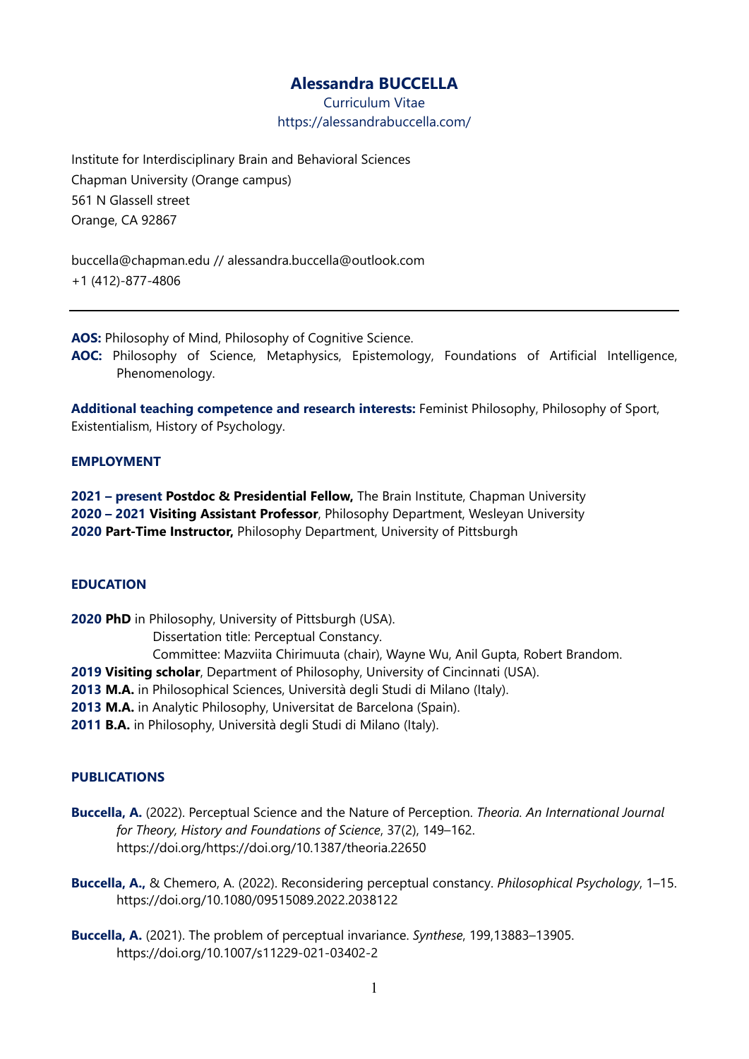# Alessandra BUCCELLA

Curriculum Vitae
https://alessandrabuccella.com/

Institute for Interdisciplinary Brain and Behavioral Sciences
Chapman University (Orange campus)
561 N Glassell street
Orange, CA 92867

buccella@chapman.edu // alessandra.buccella@outlook.com
+1 (412)-877-4806

---

**AOS:** Philosophy of Mind, Philosophy of Cognitive Science.
**AOC:** Philosophy of Science, Metaphysics, Epistemology, Foundations of Artificial Intelligence, Phenomenology.

**Additional teaching competence and research interests:** Feminist Philosophy, Philosophy of Sport, Existentialism, History of Psychology.

## EMPLOYMENT

**2021 – present Postdoc & Presidential Fellow,** The Brain Institute, Chapman University
**2020 – 2021 Visiting Assistant Professor**, Philosophy Department, Wesleyan University
**2020 Part-Time Instructor,** Philosophy Department, University of Pittsburgh

## EDUCATION

**2020 PhD** in Philosophy, University of Pittsburgh (USA).
Dissertation title: Perceptual Constancy.
Committee: Mazviita Chirimuuta (chair), Wayne Wu, Anil Gupta, Robert Brandom.
**2019 Visiting scholar**, Department of Philosophy, University of Cincinnati (USA).
**2013 M.A.** in Philosophical Sciences, Università degli Studi di Milano (Italy).
**2013 M.A.** in Analytic Philosophy, Universitat de Barcelona (Spain).
**2011 B.A.** in Philosophy, Università degli Studi di Milano (Italy).

## PUBLICATIONS

**Buccella, A.** (2022). Perceptual Science and the Nature of Perception. *Theoria. An International Journal for Theory, History and Foundations of Science*, 37(2), 149–162. https://doi.org/https://doi.org/10.1387/theoria.22650

**Buccella, A.,** & Chemero, A. (2022). Reconsidering perceptual constancy. *Philosophical Psychology*, 1–15. https://doi.org/10.1080/09515089.2022.2038122

**Buccella, A.** (2021). The problem of perceptual invariance. *Synthese*, 199,13883–13905. https://doi.org/10.1007/s11229-021-03402-2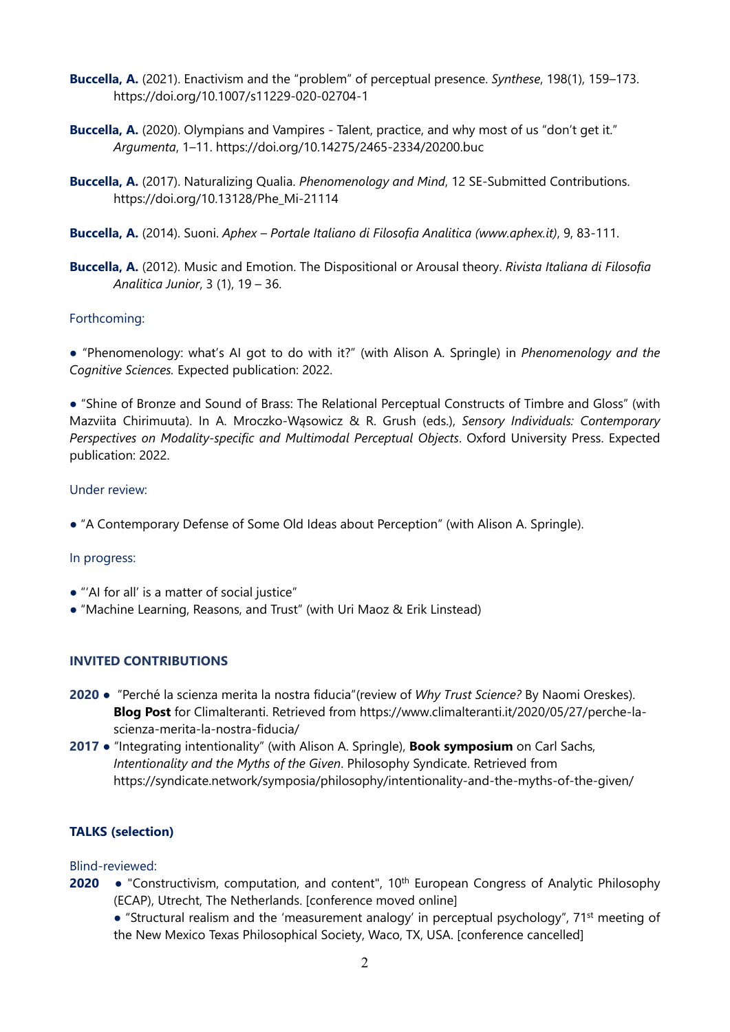**Buccella, A.** (2021). Enactivism and the "problem" of perceptual presence. *Synthese*, 198(1), 159–173. https://doi.org/10.1007/s11229-020-02704-1

**Buccella, A.** (2020). Olympians and Vampires - Talent, practice, and why most of us "don't get it." *Argumenta*, 1–11. https://doi.org/10.14275/2465-2334/20200.buc

**Buccella, A.** (2017). Naturalizing Qualia. *Phenomenology and Mind*, 12 SE-Submitted Contributions. https://doi.org/10.13128/Phe_Mi-21114

**Buccella, A.** (2014). Suoni. *Aphex – Portale Italiano di Filosofia Analitica (www.aphex.it)*, 9, 83-111.

**Buccella, A.** (2012). Music and Emotion. The Dispositional or Arousal theory. *Rivista Italiana di Filosofia Analitica Junior*, 3 (1), 19 – 36.

Forthcoming:

● "Phenomenology: what's AI got to do with it?" (with Alison A. Springle) in *Phenomenology and the Cognitive Sciences.* Expected publication: 2022.

● "Shine of Bronze and Sound of Brass: The Relational Perceptual Constructs of Timbre and Gloss" (with Mazviita Chirimuuta). In A. Mroczko-Wąsowicz & R. Grush (eds.), *Sensory Individuals: Contemporary Perspectives on Modality-specific and Multimodal Perceptual Objects*. Oxford University Press. Expected publication: 2022.

Under review:

● "A Contemporary Defense of Some Old Ideas about Perception" (with Alison A. Springle).

In progress:

● "'AI for all' is a matter of social justice"
● "Machine Learning, Reasons, and Trust" (with Uri Maoz & Erik Linstead)

## INVITED CONTRIBUTIONS

**2020** ● "Perché la scienza merita la nostra fiducia"(review of *Why Trust Science?* By Naomi Oreskes). **Blog Post** for Climalteranti. Retrieved from https://www.climalteranti.it/2020/05/27/perche-la-scienza-merita-la-nostra-fiducia/

**2017** ● "Integrating intentionality" (with Alison A. Springle), **Book symposium** on Carl Sachs, *Intentionality and the Myths of the Given*. Philosophy Syndicate. Retrieved from https://syndicate.network/symposia/philosophy/intentionality-and-the-myths-of-the-given/

## TALKS (selection)

Blind-reviewed:

**2020** ● "Constructivism, computation, and content", 10th European Congress of Analytic Philosophy (ECAP), Utrecht, The Netherlands. [conference moved online]

● "Structural realism and the 'measurement analogy' in perceptual psychology", 71st meeting of the New Mexico Texas Philosophical Society, Waco, TX, USA. [conference cancelled]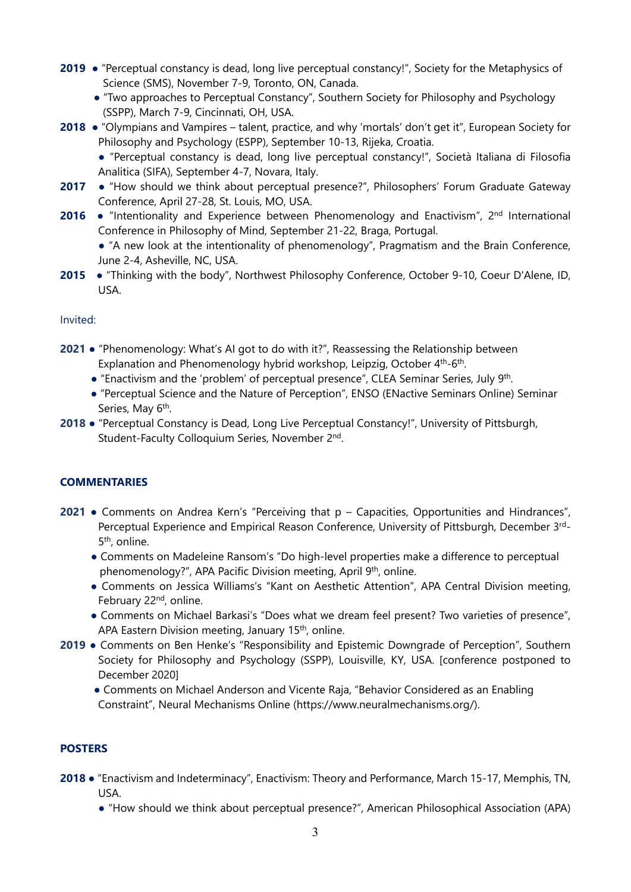**2019** ● "Perceptual constancy is dead, long live perceptual constancy!", Society for the Metaphysics of Science (SMS), November 7-9, Toronto, ON, Canada.

● "Two approaches to Perceptual Constancy", Southern Society for Philosophy and Psychology (SSPP), March 7-9, Cincinnati, OH, USA.

**2018** ● "Olympians and Vampires – talent, practice, and why 'mortals' don't get it", European Society for Philosophy and Psychology (ESPP), September 10-13, Rijeka, Croatia.

● "Perceptual constancy is dead, long live perceptual constancy!", Società Italiana di Filosofia Analitica (SIFA), September 4-7, Novara, Italy.

**2017** ● "How should we think about perceptual presence?", Philosophers' Forum Graduate Gateway Conference, April 27-28, St. Louis, MO, USA.

**2016** ● "Intentionality and Experience between Phenomenology and Enactivism", 2nd International Conference in Philosophy of Mind, September 21-22, Braga, Portugal.

● "A new look at the intentionality of phenomenology", Pragmatism and the Brain Conference, June 2-4, Asheville, NC, USA.

**2015** ● "Thinking with the body", Northwest Philosophy Conference, October 9-10, Coeur D'Alene, ID, USA.

Invited:

**2021** ● "Phenomenology: What's AI got to do with it?", Reassessing the Relationship between Explanation and Phenomenology hybrid workshop, Leipzig, October 4th-6th.

● "Enactivism and the 'problem' of perceptual presence", CLEA Seminar Series, July 9th.

● "Perceptual Science and the Nature of Perception", ENSO (ENactive Seminars Online) Seminar Series, May 6th.

**2018** ● "Perceptual Constancy is Dead, Long Live Perceptual Constancy!", University of Pittsburgh, Student-Faculty Colloquium Series, November 2nd.

## COMMENTARIES

**2021** ● Comments on Andrea Kern's "Perceiving that p – Capacities, Opportunities and Hindrances", Perceptual Experience and Empirical Reason Conference, University of Pittsburgh, December 3rd-5th, online.

● Comments on Madeleine Ransom's "Do high-level properties make a difference to perceptual phenomenology?", APA Pacific Division meeting, April 9th, online.

● Comments on Jessica Williams's "Kant on Aesthetic Attention", APA Central Division meeting, February 22nd, online.

● Comments on Michael Barkasi's "Does what we dream feel present? Two varieties of presence", APA Eastern Division meeting, January 15th, online.

**2019** ● Comments on Ben Henke's "Responsibility and Epistemic Downgrade of Perception", Southern Society for Philosophy and Psychology (SSPP), Louisville, KY, USA. [conference postponed to December 2020]

● Comments on Michael Anderson and Vicente Raja, "Behavior Considered as an Enabling Constraint", Neural Mechanisms Online (https://www.neuralmechanisms.org/).

## POSTERS

**2018** ● "Enactivism and Indeterminacy", Enactivism: Theory and Performance, March 15-17, Memphis, TN, USA.

● "How should we think about perceptual presence?", American Philosophical Association (APA)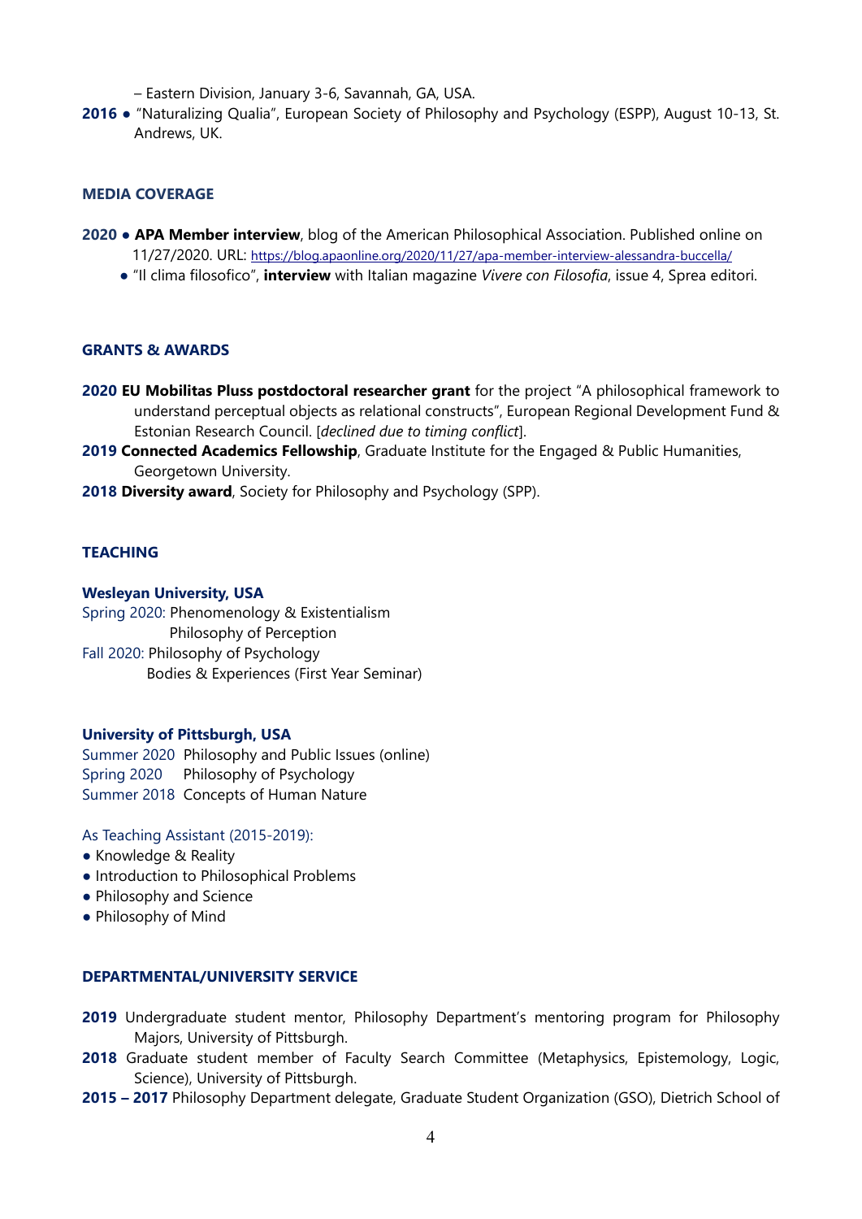– Eastern Division, January 3-6, Savannah, GA, USA.

**2016** ● "Naturalizing Qualia", European Society of Philosophy and Psychology (ESPP), August 10-13, St. Andrews, UK.

## MEDIA COVERAGE

**2020** ● **APA Member interview**, blog of the American Philosophical Association. Published online on 11/27/2020. URL: https://blog.apaonline.org/2020/11/27/apa-member-interview-alessandra-buccella/

● "Il clima filosofico", **interview** with Italian magazine *Vivere con Filosofia*, issue 4, Sprea editori.

## GRANTS & AWARDS

**2020 EU Mobilitas Pluss postdoctoral researcher grant** for the project "A philosophical framework to understand perceptual objects as relational constructs", European Regional Development Fund & Estonian Research Council. [*declined due to timing conflict*].

**2019 Connected Academics Fellowship**, Graduate Institute for the Engaged & Public Humanities, Georgetown University.

**2018 Diversity award**, Society for Philosophy and Psychology (SPP).

## TEACHING

### Wesleyan University, USA

Spring 2020: Phenomenology & Existentialism
Philosophy of Perception

Fall 2020: Philosophy of Psychology
Bodies & Experiences (First Year Seminar)

### University of Pittsburgh, USA

Summer 2020 Philosophy and Public Issues (online)

Spring 2020 Philosophy of Psychology

Summer 2018 Concepts of Human Nature

As Teaching Assistant (2015-2019):

- Knowledge & Reality
- Introduction to Philosophical Problems
- Philosophy and Science
- Philosophy of Mind

## DEPARTMENTAL/UNIVERSITY SERVICE

**2019** Undergraduate student mentor, Philosophy Department's mentoring program for Philosophy Majors, University of Pittsburgh.

**2018** Graduate student member of Faculty Search Committee (Metaphysics, Epistemology, Logic, Science), University of Pittsburgh.

**2015 – 2017** Philosophy Department delegate, Graduate Student Organization (GSO), Dietrich School of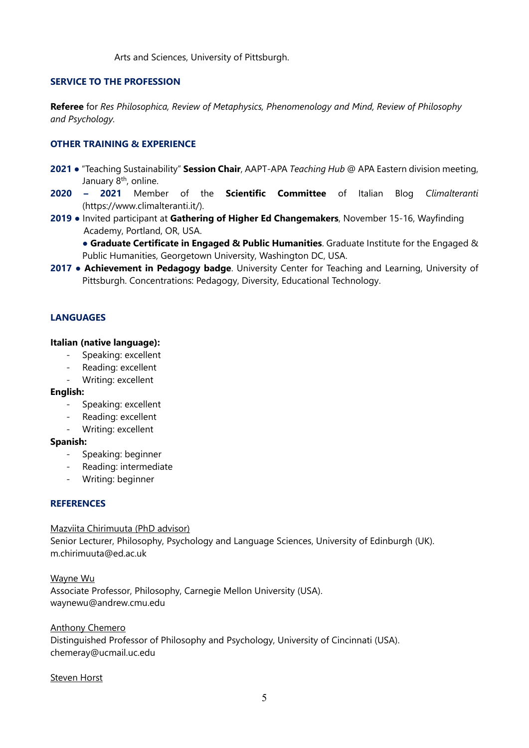Arts and Sciences, University of Pittsburgh.

## SERVICE TO THE PROFESSION

**Referee** for *Res Philosophica, Review of Metaphysics, Phenomenology and Mind, Review of Philosophy and Psychology.*

## OTHER TRAINING & EXPERIENCE

**2021** ● "Teaching Sustainability" **Session Chair**, AAPT-APA *Teaching Hub* @ APA Eastern division meeting, January 8th, online.

**2020 – 2021** Member of the **Scientific Committee** of Italian Blog *Climalteranti* (https://www.climalteranti.it/).

**2019** ● Invited participant at **Gathering of Higher Ed Changemakers**, November 15-16, Wayfinding Academy, Portland, OR, USA.

● **Graduate Certificate in Engaged & Public Humanities**. Graduate Institute for the Engaged & Public Humanities, Georgetown University, Washington DC, USA.

**2017** ● **Achievement in Pedagogy badge**. University Center for Teaching and Learning, University of Pittsburgh. Concentrations: Pedagogy, Diversity, Educational Technology.

## LANGUAGES

**Italian (native language):**
- Speaking: excellent
- Reading: excellent
- Writing: excellent

**English:**
- Speaking: excellent
- Reading: excellent
- Writing: excellent

**Spanish:**
- Speaking: beginner
- Reading: intermediate
- Writing: beginner

## REFERENCES

Mazviita Chirimuuta (PhD advisor)
Senior Lecturer, Philosophy, Psychology and Language Sciences, University of Edinburgh (UK).
m.chirimuuta@ed.ac.uk

Wayne Wu
Associate Professor, Philosophy, Carnegie Mellon University (USA).
waynewu@andrew.cmu.edu

Anthony Chemero
Distinguished Professor of Philosophy and Psychology, University of Cincinnati (USA).
chemeray@ucmail.uc.edu

Steven Horst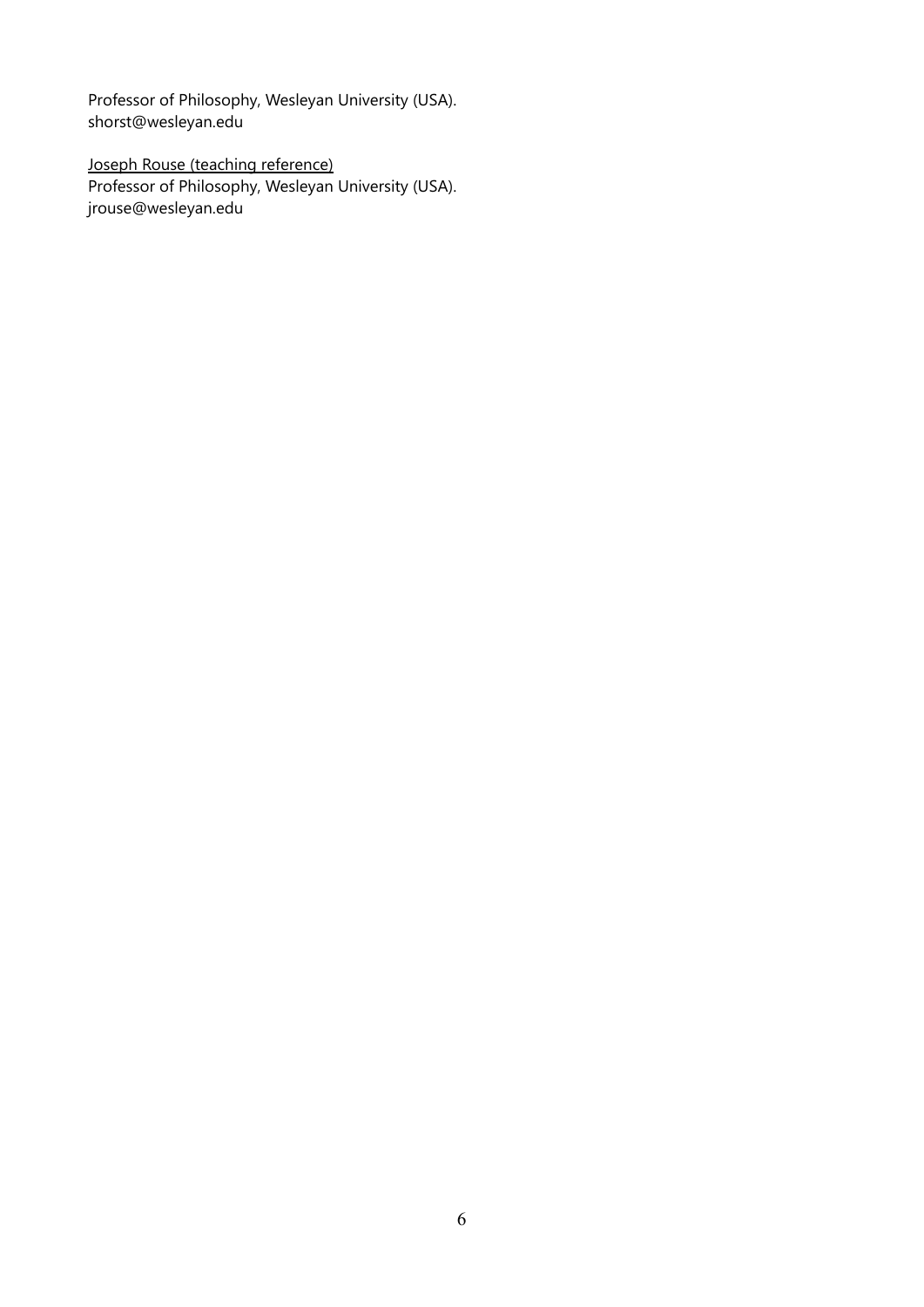Professor of Philosophy, Wesleyan University (USA).
shorst@wesleyan.edu

<u>Joseph Rouse (teaching reference)</u>
Professor of Philosophy, Wesleyan University (USA).
jrouse@wesleyan.edu